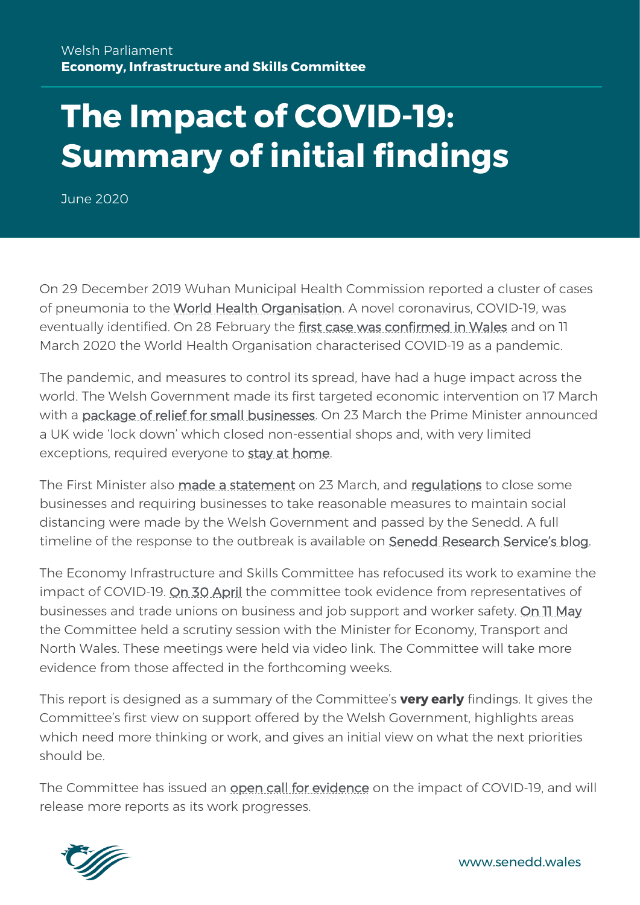Welsh Parliament
**Economy, Infrastructure and Skills Committee**

# The Impact of COVID-19: Summary of initial findings

June 2020

On 29 December 2019 Wuhan Municipal Health Commission reported a cluster of cases of pneumonia to the World Health Organisation. A novel coronavirus, COVID-19, was eventually identified. On 28 February the first case was confirmed in Wales and on 11 March 2020 the World Health Organisation characterised COVID-19 as a pandemic.

The pandemic, and measures to control its spread, have had a huge impact across the world. The Welsh Government made its first targeted economic intervention on 17 March with a package of relief for small businesses. On 23 March the Prime Minister announced a UK wide 'lock down' which closed non-essential shops and, with very limited exceptions, required everyone to stay at home.

The First Minister also made a statement on 23 March, and regulations to close some businesses and requiring businesses to take reasonable measures to maintain social distancing were made by the Welsh Government and passed by the Senedd. A full timeline of the response to the outbreak is available on Senedd Research Service's blog.

The Economy Infrastructure and Skills Committee has refocused its work to examine the impact of COVID-19. On 30 April the committee took evidence from representatives of businesses and trade unions on business and job support and worker safety. On 11 May the Committee held a scrutiny session with the Minister for Economy, Transport and North Wales. These meetings were held via video link. The Committee will take more evidence from those affected in the forthcoming weeks.

This report is designed as a summary of the Committee's **very early** findings. It gives the Committee's first view on support offered by the Welsh Government, highlights areas which need more thinking or work, and gives an initial view on what the next priorities should be.

The Committee has issued an open call for evidence on the impact of COVID-19, and will release more reports as its work progresses.

www.senedd.wales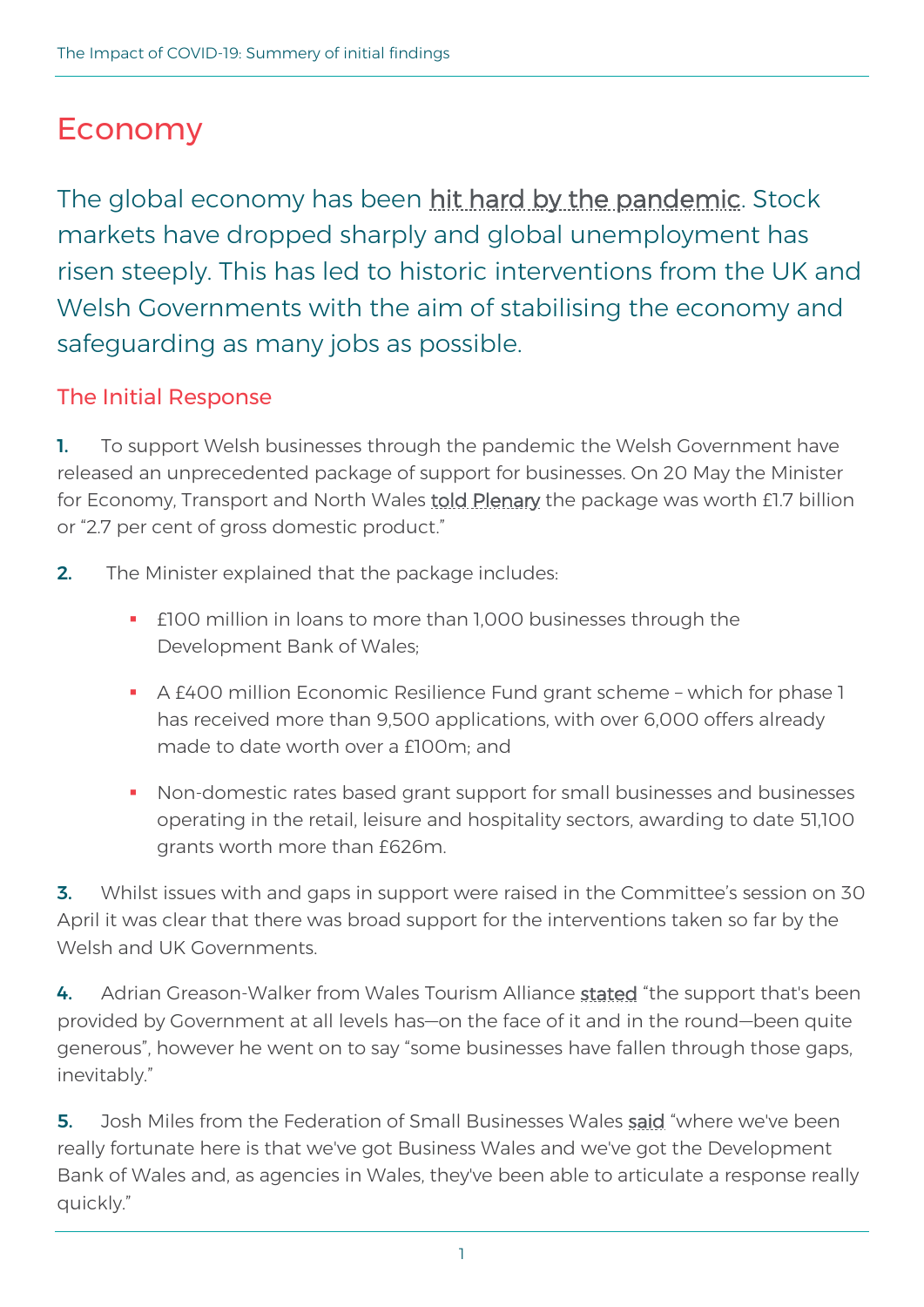# Economy

## The global economy has been hit hard by the pandemic. Stock markets have dropped sharply and global unemployment has risen steeply. This has led to historic interventions from the UK and Welsh Governments with the aim of stabilising the economy and safeguarding as many jobs as possible.

### The Initial Response

**1.** To support Welsh businesses through the pandemic the Welsh Government have released an unprecedented package of support for businesses. On 20 May the Minister for Economy, Transport and North Wales told Plenary the package was worth £1.7 billion or "2.7 per cent of gross domestic product."

**2.** The Minister explained that the package includes:

- £100 million in loans to more than 1,000 businesses through the Development Bank of Wales;
- A £400 million Economic Resilience Fund grant scheme – which for phase 1 has received more than 9,500 applications, with over 6,000 offers already made to date worth over a £100m; and
- Non-domestic rates based grant support for small businesses and businesses operating in the retail, leisure and hospitality sectors, awarding to date 51,100 grants worth more than £626m.

**3.** Whilst issues with and gaps in support were raised in the Committee's session on 30 April it was clear that there was broad support for the interventions taken so far by the Welsh and UK Governments.

**4.** Adrian Greason-Walker from Wales Tourism Alliance stated "the support that's been provided by Government at all levels has—on the face of it and in the round—been quite generous", however he went on to say "some businesses have fallen through those gaps, inevitably."

**5.** Josh Miles from the Federation of Small Businesses Wales said "where we've been really fortunate here is that we've got Business Wales and we've got the Development Bank of Wales and, as agencies in Wales, they've been able to articulate a response really quickly."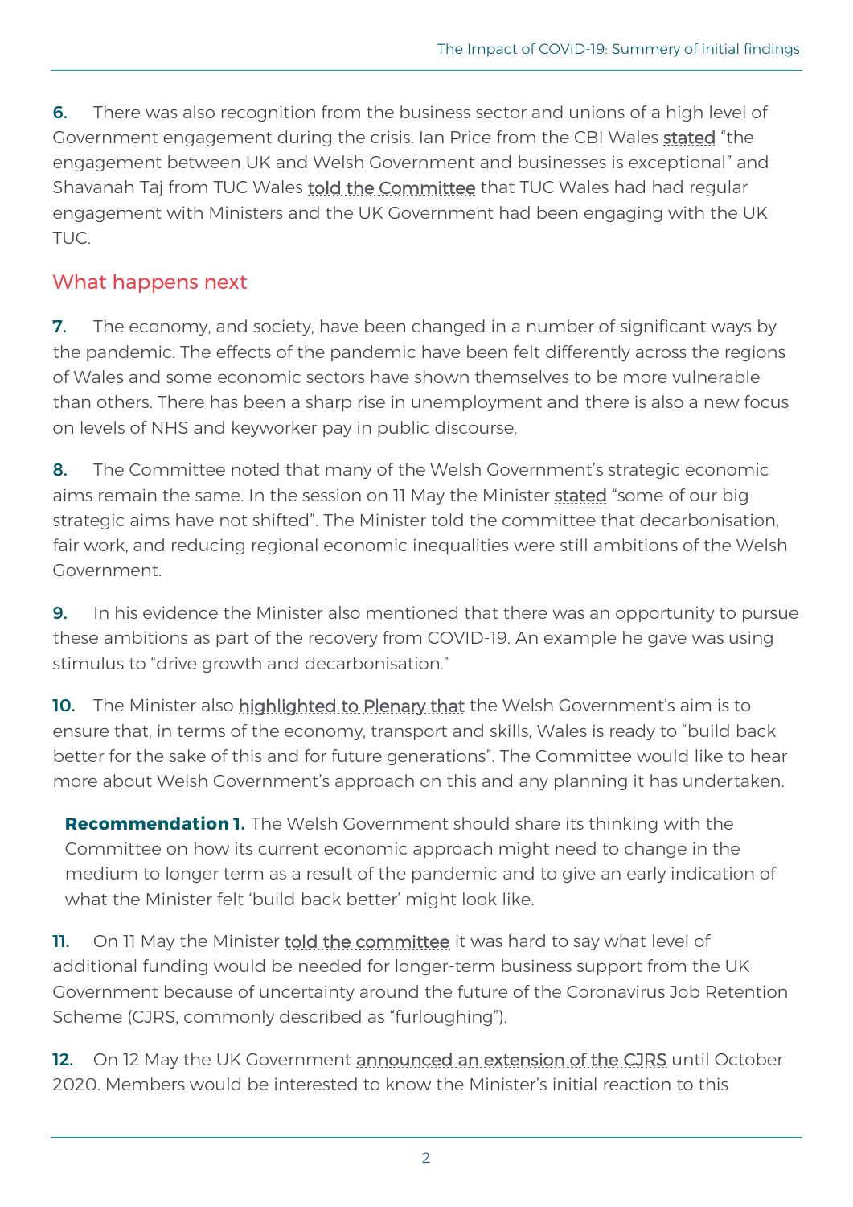**6.** There was also recognition from the business sector and unions of a high level of Government engagement during the crisis. Ian Price from the CBI Wales stated "the engagement between UK and Welsh Government and businesses is exceptional" and Shavanah Taj from TUC Wales told the Committee that TUC Wales had had regular engagement with Ministers and the UK Government had been engaging with the UK TUC.

## What happens next

**7.** The economy, and society, have been changed in a number of significant ways by the pandemic. The effects of the pandemic have been felt differently across the regions of Wales and some economic sectors have shown themselves to be more vulnerable than others. There has been a sharp rise in unemployment and there is also a new focus on levels of NHS and keyworker pay in public discourse.

**8.** The Committee noted that many of the Welsh Government's strategic economic aims remain the same. In the session on 11 May the Minister stated "some of our big strategic aims have not shifted". The Minister told the committee that decarbonisation, fair work, and reducing regional economic inequalities were still ambitions of the Welsh Government.

**9.** In his evidence the Minister also mentioned that there was an opportunity to pursue these ambitions as part of the recovery from COVID-19. An example he gave was using stimulus to "drive growth and decarbonisation."

**10.** The Minister also highlighted to Plenary that the Welsh Government's aim is to ensure that, in terms of the economy, transport and skills, Wales is ready to "build back better for the sake of this and for future generations". The Committee would like to hear more about Welsh Government's approach on this and any planning it has undertaken.

> **Recommendation 1.** The Welsh Government should share its thinking with the Committee on how its current economic approach might need to change in the medium to longer term as a result of the pandemic and to give an early indication of what the Minister felt 'build back better' might look like.

**11.** On 11 May the Minister told the committee it was hard to say what level of additional funding would be needed for longer-term business support from the UK Government because of uncertainty around the future of the Coronavirus Job Retention Scheme (CJRS, commonly described as "furloughing").

**12.** On 12 May the UK Government announced an extension of the CJRS until October 2020. Members would be interested to know the Minister's initial reaction to this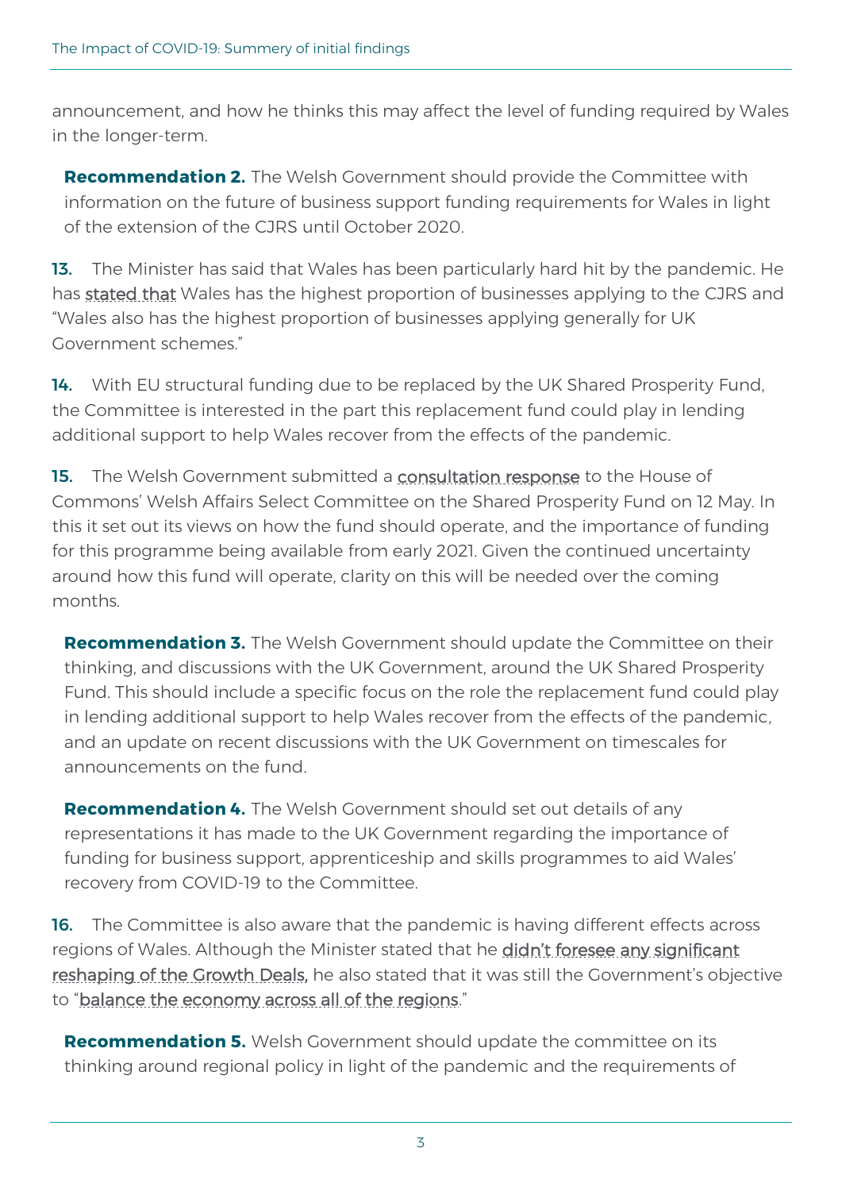announcement, and how he thinks this may affect the level of funding required by Wales in the longer-term.

**Recommendation 2.** The Welsh Government should provide the Committee with information on the future of business support funding requirements for Wales in light of the extension of the CJRS until October 2020.

**13.** The Minister has said that Wales has been particularly hard hit by the pandemic. He has stated that Wales has the highest proportion of businesses applying to the CJRS and "Wales also has the highest proportion of businesses applying generally for UK Government schemes."

**14.** With EU structural funding due to be replaced by the UK Shared Prosperity Fund, the Committee is interested in the part this replacement fund could play in lending additional support to help Wales recover from the effects of the pandemic.

**15.** The Welsh Government submitted a consultation response to the House of Commons' Welsh Affairs Select Committee on the Shared Prosperity Fund on 12 May. In this it set out its views on how the fund should operate, and the importance of funding for this programme being available from early 2021. Given the continued uncertainty around how this fund will operate, clarity on this will be needed over the coming months.

**Recommendation 3.** The Welsh Government should update the Committee on their thinking, and discussions with the UK Government, around the UK Shared Prosperity Fund. This should include a specific focus on the role the replacement fund could play in lending additional support to help Wales recover from the effects of the pandemic, and an update on recent discussions with the UK Government on timescales for announcements on the fund.

**Recommendation 4.** The Welsh Government should set out details of any representations it has made to the UK Government regarding the importance of funding for business support, apprenticeship and skills programmes to aid Wales' recovery from COVID-19 to the Committee.

**16.** The Committee is also aware that the pandemic is having different effects across regions of Wales. Although the Minister stated that he didn't foresee any significant reshaping of the Growth Deals, he also stated that it was still the Government's objective to "balance the economy across all of the regions."

**Recommendation 5.** Welsh Government should update the committee on its thinking around regional policy in light of the pandemic and the requirements of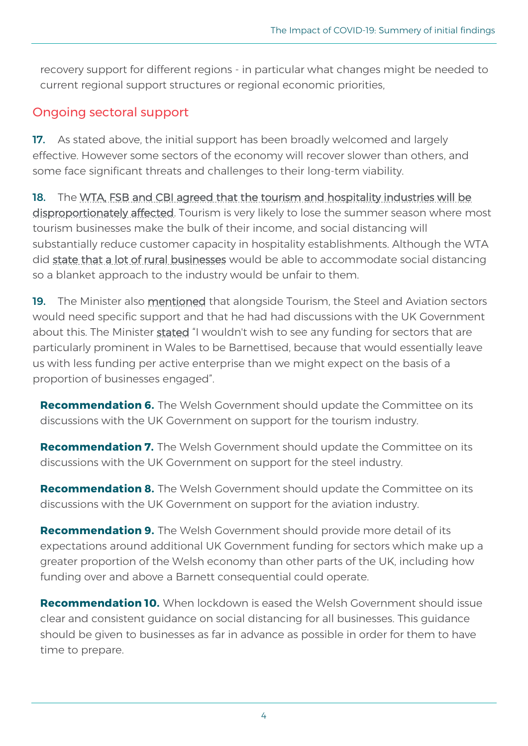recovery support for different regions - in particular what changes might be needed to current regional support structures or regional economic priorities,

## Ongoing sectoral support

**17.** As stated above, the initial support has been broadly welcomed and largely effective. However some sectors of the economy will recover slower than others, and some face significant threats and challenges to their long-term viability.

**18.** The WTA, FSB and CBI agreed that the tourism and hospitality industries will be disproportionately affected. Tourism is very likely to lose the summer season where most tourism businesses make the bulk of their income, and social distancing will substantially reduce customer capacity in hospitality establishments. Although the WTA did state that a lot of rural businesses would be able to accommodate social distancing so a blanket approach to the industry would be unfair to them.

**19.** The Minister also mentioned that alongside Tourism, the Steel and Aviation sectors would need specific support and that he had had discussions with the UK Government about this. The Minister stated "I wouldn't wish to see any funding for sectors that are particularly prominent in Wales to be Barnettised, because that would essentially leave us with less funding per active enterprise than we might expect on the basis of a proportion of businesses engaged".

**Recommendation 6.** The Welsh Government should update the Committee on its discussions with the UK Government on support for the tourism industry.

**Recommendation 7.** The Welsh Government should update the Committee on its discussions with the UK Government on support for the steel industry.

**Recommendation 8.** The Welsh Government should update the Committee on its discussions with the UK Government on support for the aviation industry.

**Recommendation 9.** The Welsh Government should provide more detail of its expectations around additional UK Government funding for sectors which make up a greater proportion of the Welsh economy than other parts of the UK, including how funding over and above a Barnett consequential could operate.

**Recommendation 10.** When lockdown is eased the Welsh Government should issue clear and consistent guidance on social distancing for all businesses. This guidance should be given to businesses as far in advance as possible in order for them to have time to prepare.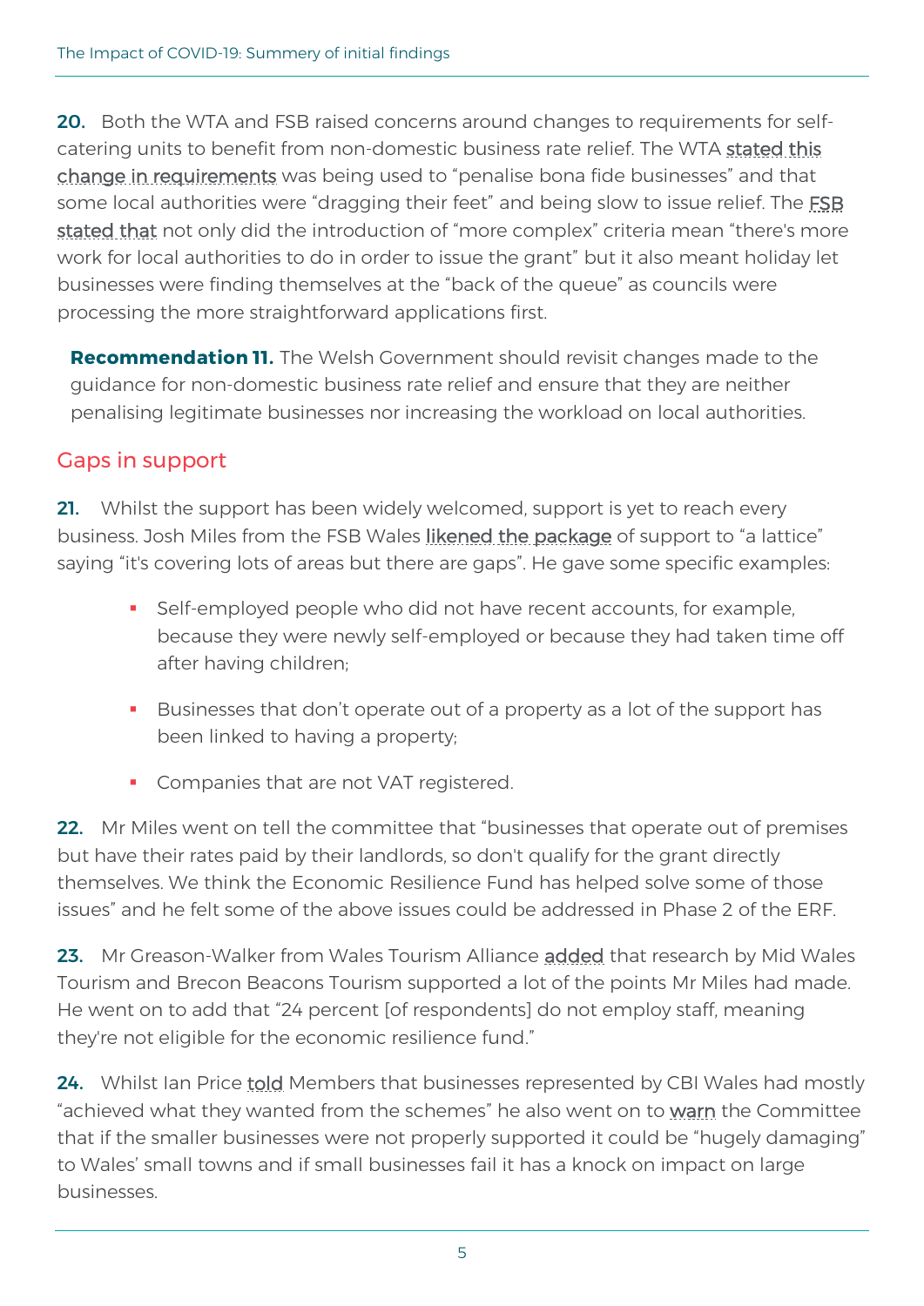**20.** Both the WTA and FSB raised concerns around changes to requirements for self-catering units to benefit from non-domestic business rate relief. The WTA stated this change in requirements was being used to "penalise bona fide businesses" and that some local authorities were "dragging their feet" and being slow to issue relief. The FSB stated that not only did the introduction of "more complex" criteria mean "there's more work for local authorities to do in order to issue the grant" but it also meant holiday let businesses were finding themselves at the "back of the queue" as councils were processing the more straightforward applications first.

> **Recommendation 11.** The Welsh Government should revisit changes made to the guidance for non-domestic business rate relief and ensure that they are neither penalising legitimate businesses nor increasing the workload on local authorities.

## Gaps in support

**21.** Whilst the support has been widely welcomed, support is yet to reach every business. Josh Miles from the FSB Wales likened the package of support to "a lattice" saying "it's covering lots of areas but there are gaps". He gave some specific examples:

- Self-employed people who did not have recent accounts, for example, because they were newly self-employed or because they had taken time off after having children;
- Businesses that don't operate out of a property as a lot of the support has been linked to having a property;
- Companies that are not VAT registered.

**22.** Mr Miles went on tell the committee that "businesses that operate out of premises but have their rates paid by their landlords, so don't qualify for the grant directly themselves. We think the Economic Resilience Fund has helped solve some of those issues" and he felt some of the above issues could be addressed in Phase 2 of the ERF.

**23.** Mr Greason-Walker from Wales Tourism Alliance added that research by Mid Wales Tourism and Brecon Beacons Tourism supported a lot of the points Mr Miles had made. He went on to add that "24 percent [of respondents] do not employ staff, meaning they're not eligible for the economic resilience fund."

**24.** Whilst Ian Price told Members that businesses represented by CBI Wales had mostly "achieved what they wanted from the schemes" he also went on to warn the Committee that if the smaller businesses were not properly supported it could be "hugely damaging" to Wales' small towns and if small businesses fail it has a knock on impact on large businesses.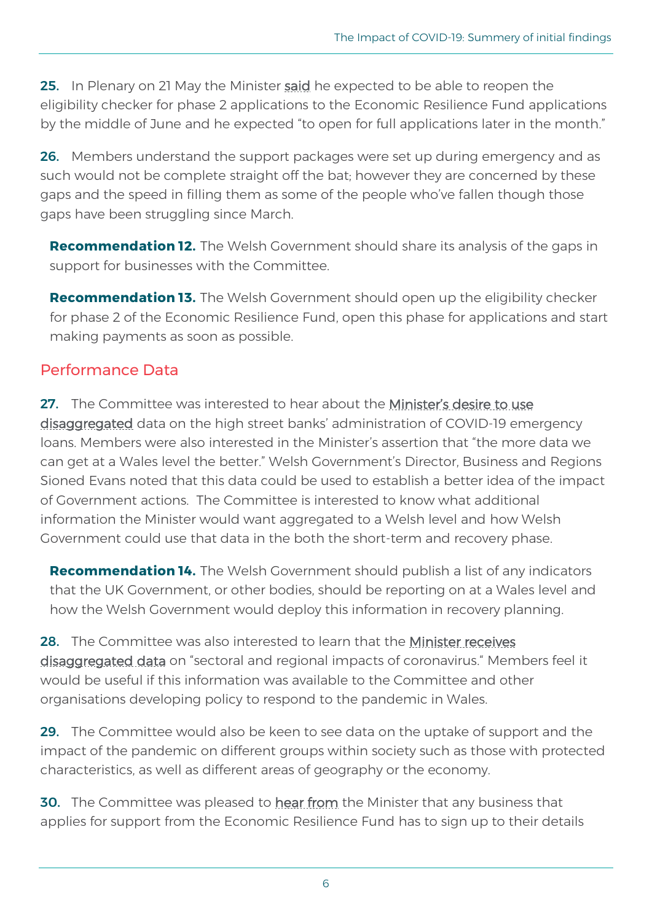**25.** In Plenary on 21 May the Minister said he expected to be able to reopen the eligibility checker for phase 2 applications to the Economic Resilience Fund applications by the middle of June and he expected "to open for full applications later in the month."

**26.** Members understand the support packages were set up during emergency and as such would not be complete straight off the bat; however they are concerned by these gaps and the speed in filling them as some of the people who've fallen though those gaps have been struggling since March.

> **Recommendation 12.** The Welsh Government should share its analysis of the gaps in support for businesses with the Committee.

> **Recommendation 13.** The Welsh Government should open up the eligibility checker for phase 2 of the Economic Resilience Fund, open this phase for applications and start making payments as soon as possible.

## Performance Data

**27.** The Committee was interested to hear about the Minister's desire to use disaggregated data on the high street banks' administration of COVID-19 emergency loans. Members were also interested in the Minister's assertion that "the more data we can get at a Wales level the better." Welsh Government's Director, Business and Regions Sioned Evans noted that this data could be used to establish a better idea of the impact of Government actions. The Committee is interested to know what additional information the Minister would want aggregated to a Welsh level and how Welsh Government could use that data in the both the short-term and recovery phase.

> **Recommendation 14.** The Welsh Government should publish a list of any indicators that the UK Government, or other bodies, should be reporting on at a Wales level and how the Welsh Government would deploy this information in recovery planning.

**28.** The Committee was also interested to learn that the Minister receives disaggregated data on "sectoral and regional impacts of coronavirus." Members feel it would be useful if this information was available to the Committee and other organisations developing policy to respond to the pandemic in Wales.

**29.** The Committee would also be keen to see data on the uptake of support and the impact of the pandemic on different groups within society such as those with protected characteristics, as well as different areas of geography or the economy.

**30.** The Committee was pleased to hear from the Minister that any business that applies for support from the Economic Resilience Fund has to sign up to their details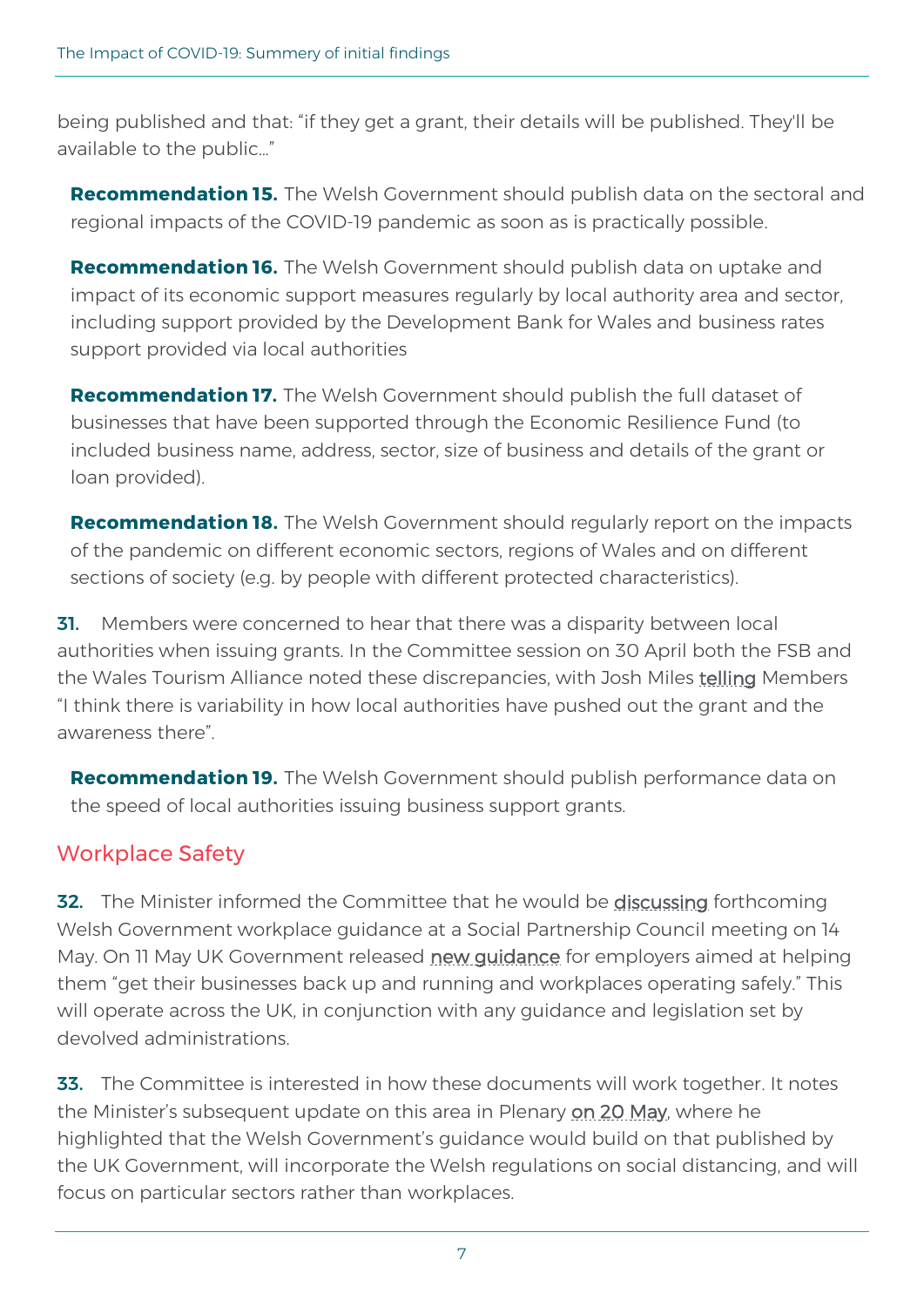being published and that: "if they get a grant, their details will be published. They'll be available to the public..."

**Recommendation 15.** The Welsh Government should publish data on the sectoral and regional impacts of the COVID-19 pandemic as soon as is practically possible.

**Recommendation 16.** The Welsh Government should publish data on uptake and impact of its economic support measures regularly by local authority area and sector, including support provided by the Development Bank for Wales and business rates support provided via local authorities

**Recommendation 17.** The Welsh Government should publish the full dataset of businesses that have been supported through the Economic Resilience Fund (to included business name, address, sector, size of business and details of the grant or loan provided).

**Recommendation 18.** The Welsh Government should regularly report on the impacts of the pandemic on different economic sectors, regions of Wales and on different sections of society (e.g. by people with different protected characteristics).

**31.** Members were concerned to hear that there was a disparity between local authorities when issuing grants. In the Committee session on 30 April both the FSB and the Wales Tourism Alliance noted these discrepancies, with Josh Miles telling Members "I think there is variability in how local authorities have pushed out the grant and the awareness there".

**Recommendation 19.** The Welsh Government should publish performance data on the speed of local authorities issuing business support grants.

## Workplace Safety

**32.** The Minister informed the Committee that he would be discussing forthcoming Welsh Government workplace guidance at a Social Partnership Council meeting on 14 May. On 11 May UK Government released new guidance for employers aimed at helping them "get their businesses back up and running and workplaces operating safely." This will operate across the UK, in conjunction with any guidance and legislation set by devolved administrations.

**33.** The Committee is interested in how these documents will work together. It notes the Minister's subsequent update on this area in Plenary on 20 May, where he highlighted that the Welsh Government's guidance would build on that published by the UK Government, will incorporate the Welsh regulations on social distancing, and will focus on particular sectors rather than workplaces.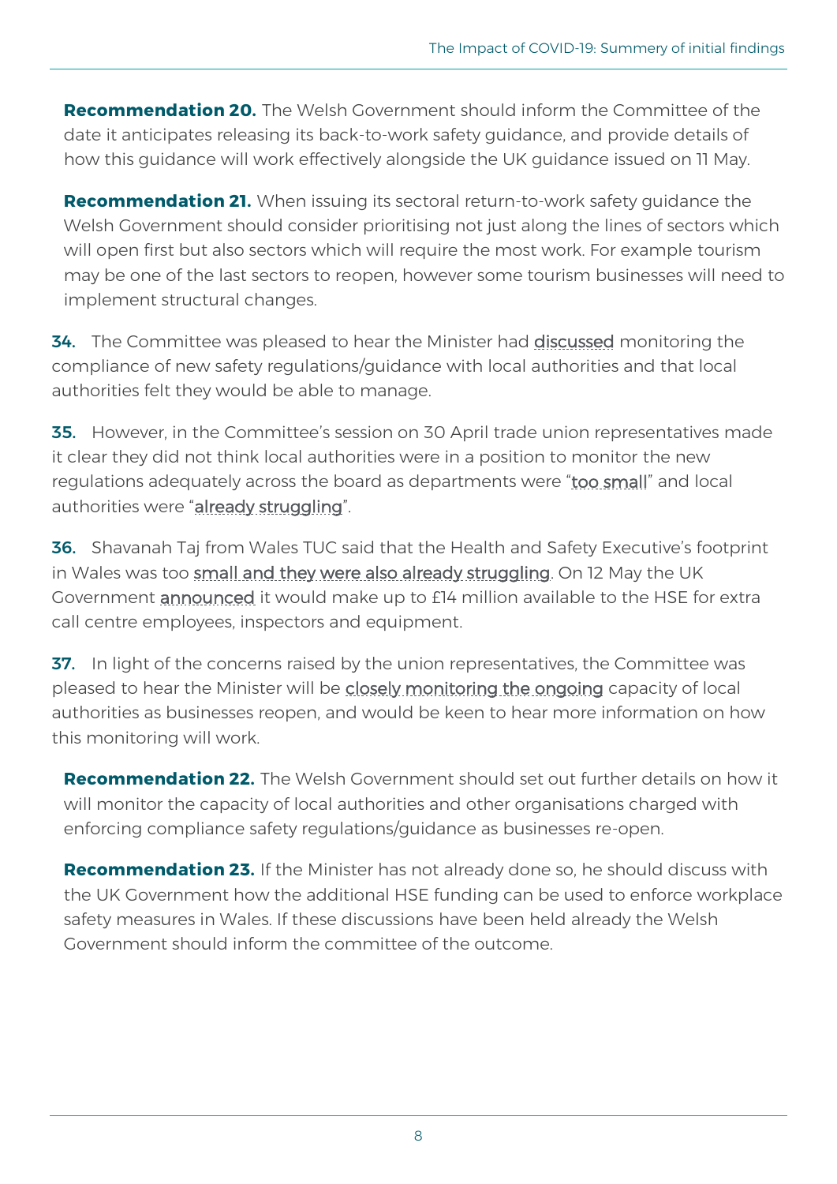**Recommendation 20.** The Welsh Government should inform the Committee of the date it anticipates releasing its back-to-work safety guidance, and provide details of how this guidance will work effectively alongside the UK guidance issued on 11 May.

**Recommendation 21.** When issuing its sectoral return-to-work safety guidance the Welsh Government should consider prioritising not just along the lines of sectors which will open first but also sectors which will require the most work. For example tourism may be one of the last sectors to reopen, however some tourism businesses will need to implement structural changes.

**34.** The Committee was pleased to hear the Minister had discussed monitoring the compliance of new safety regulations/guidance with local authorities and that local authorities felt they would be able to manage.

**35.** However, in the Committee's session on 30 April trade union representatives made it clear they did not think local authorities were in a position to monitor the new regulations adequately across the board as departments were "too small" and local authorities were "already struggling".

**36.** Shavanah Taj from Wales TUC said that the Health and Safety Executive's footprint in Wales was too small and they were also already struggling. On 12 May the UK Government announced it would make up to £14 million available to the HSE for extra call centre employees, inspectors and equipment.

**37.** In light of the concerns raised by the union representatives, the Committee was pleased to hear the Minister will be closely monitoring the ongoing capacity of local authorities as businesses reopen, and would be keen to hear more information on how this monitoring will work.

**Recommendation 22.** The Welsh Government should set out further details on how it will monitor the capacity of local authorities and other organisations charged with enforcing compliance safety regulations/guidance as businesses re-open.

**Recommendation 23.** If the Minister has not already done so, he should discuss with the UK Government how the additional HSE funding can be used to enforce workplace safety measures in Wales. If these discussions have been held already the Welsh Government should inform the committee of the outcome.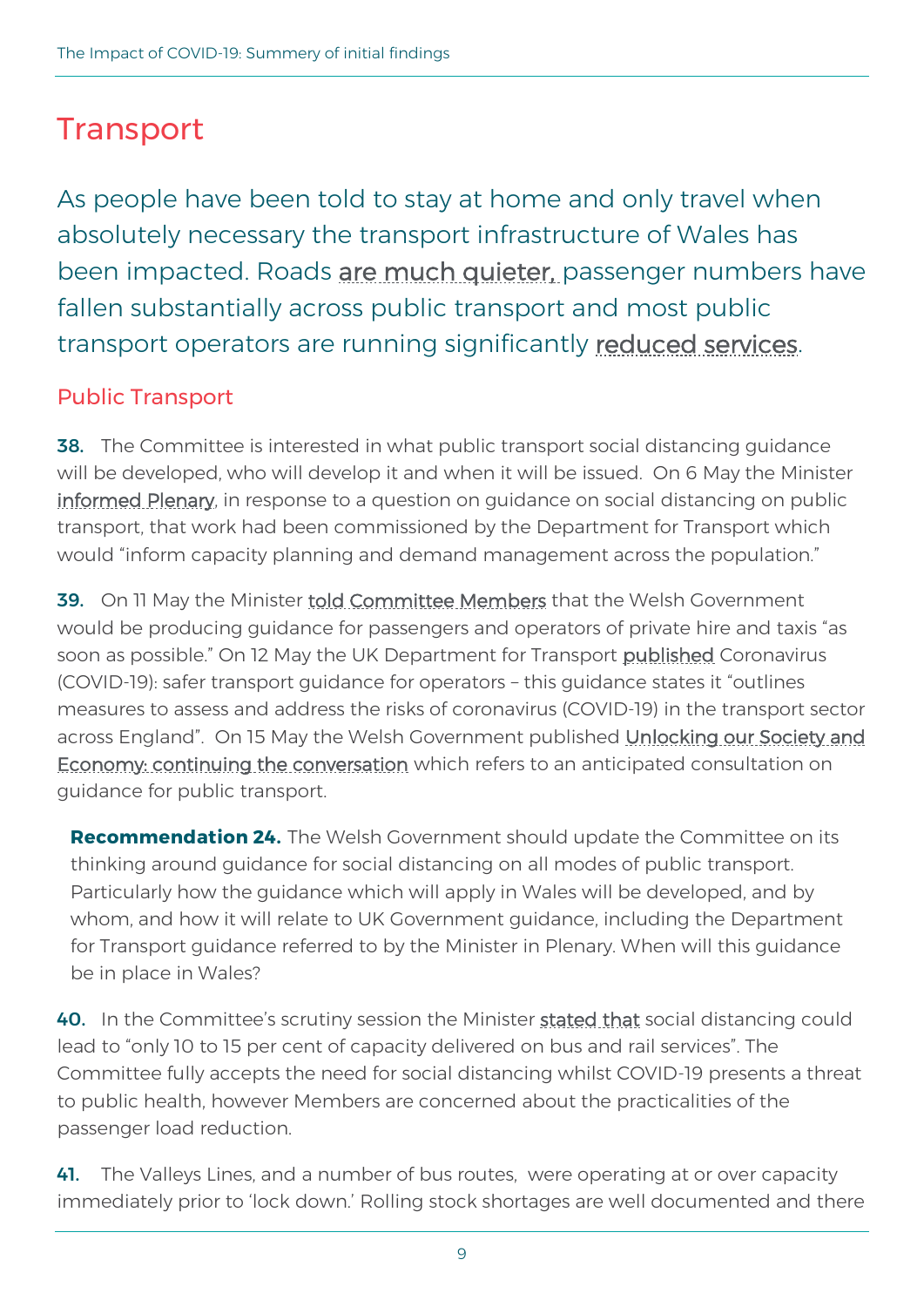# Transport

As people have been told to stay at home and only travel when absolutely necessary the transport infrastructure of Wales has been impacted. Roads are much quieter, passenger numbers have fallen substantially across public transport and most public transport operators are running significantly reduced services.

## Public Transport

**38.** The Committee is interested in what public transport social distancing guidance will be developed, who will develop it and when it will be issued. On 6 May the Minister informed Plenary, in response to a question on guidance on social distancing on public transport, that work had been commissioned by the Department for Transport which would "inform capacity planning and demand management across the population."

**39.** On 11 May the Minister told Committee Members that the Welsh Government would be producing guidance for passengers and operators of private hire and taxis "as soon as possible." On 12 May the UK Department for Transport published Coronavirus (COVID-19): safer transport guidance for operators – this guidance states it "outlines measures to assess and address the risks of coronavirus (COVID-19) in the transport sector across England". On 15 May the Welsh Government published Unlocking our Society and Economy: continuing the conversation which refers to an anticipated consultation on guidance for public transport.

> **Recommendation 24.** The Welsh Government should update the Committee on its thinking around guidance for social distancing on all modes of public transport. Particularly how the guidance which will apply in Wales will be developed, and by whom, and how it will relate to UK Government guidance, including the Department for Transport guidance referred to by the Minister in Plenary. When will this guidance be in place in Wales?

**40.** In the Committee's scrutiny session the Minister stated that social distancing could lead to "only 10 to 15 per cent of capacity delivered on bus and rail services". The Committee fully accepts the need for social distancing whilst COVID-19 presents a threat to public health, however Members are concerned about the practicalities of the passenger load reduction.

**41.** The Valleys Lines, and a number of bus routes, were operating at or over capacity immediately prior to 'lock down.' Rolling stock shortages are well documented and there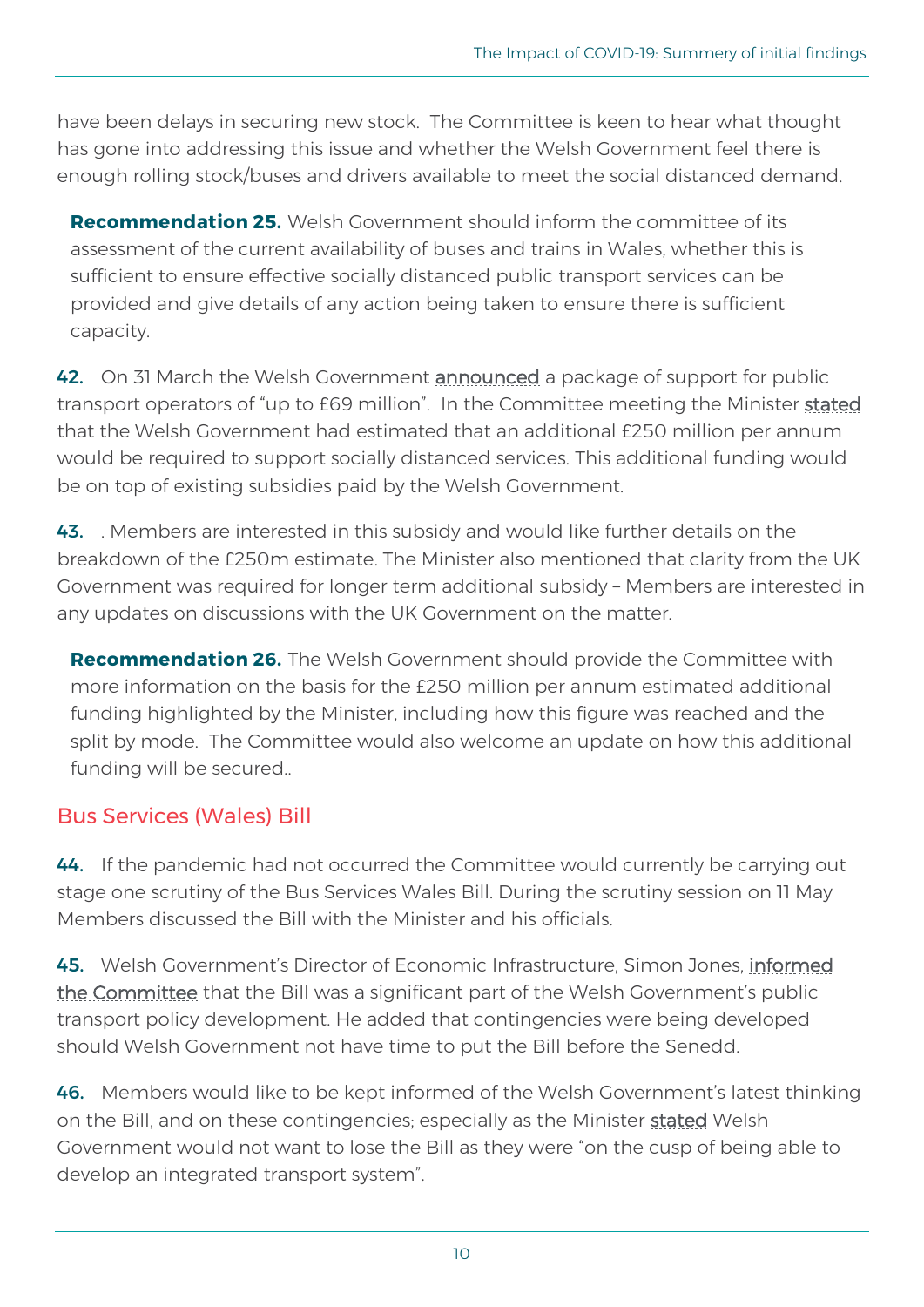have been delays in securing new stock. The Committee is keen to hear what thought has gone into addressing this issue and whether the Welsh Government feel there is enough rolling stock/buses and drivers available to meet the social distanced demand.

**Recommendation 25.** Welsh Government should inform the committee of its assessment of the current availability of buses and trains in Wales, whether this is sufficient to ensure effective socially distanced public transport services can be provided and give details of any action being taken to ensure there is sufficient capacity.

**42.** On 31 March the Welsh Government announced a package of support for public transport operators of "up to £69 million". In the Committee meeting the Minister stated that the Welsh Government had estimated that an additional £250 million per annum would be required to support socially distanced services. This additional funding would be on top of existing subsidies paid by the Welsh Government.

**43.** . Members are interested in this subsidy and would like further details on the breakdown of the £250m estimate. The Minister also mentioned that clarity from the UK Government was required for longer term additional subsidy – Members are interested in any updates on discussions with the UK Government on the matter.

**Recommendation 26.** The Welsh Government should provide the Committee with more information on the basis for the £250 million per annum estimated additional funding highlighted by the Minister, including how this figure was reached and the split by mode. The Committee would also welcome an update on how this additional funding will be secured..

## Bus Services (Wales) Bill

**44.** If the pandemic had not occurred the Committee would currently be carrying out stage one scrutiny of the Bus Services Wales Bill. During the scrutiny session on 11 May Members discussed the Bill with the Minister and his officials.

**45.** Welsh Government's Director of Economic Infrastructure, Simon Jones, informed the Committee that the Bill was a significant part of the Welsh Government's public transport policy development. He added that contingencies were being developed should Welsh Government not have time to put the Bill before the Senedd.

**46.** Members would like to be kept informed of the Welsh Government's latest thinking on the Bill, and on these contingencies; especially as the Minister stated Welsh Government would not want to lose the Bill as they were "on the cusp of being able to develop an integrated transport system".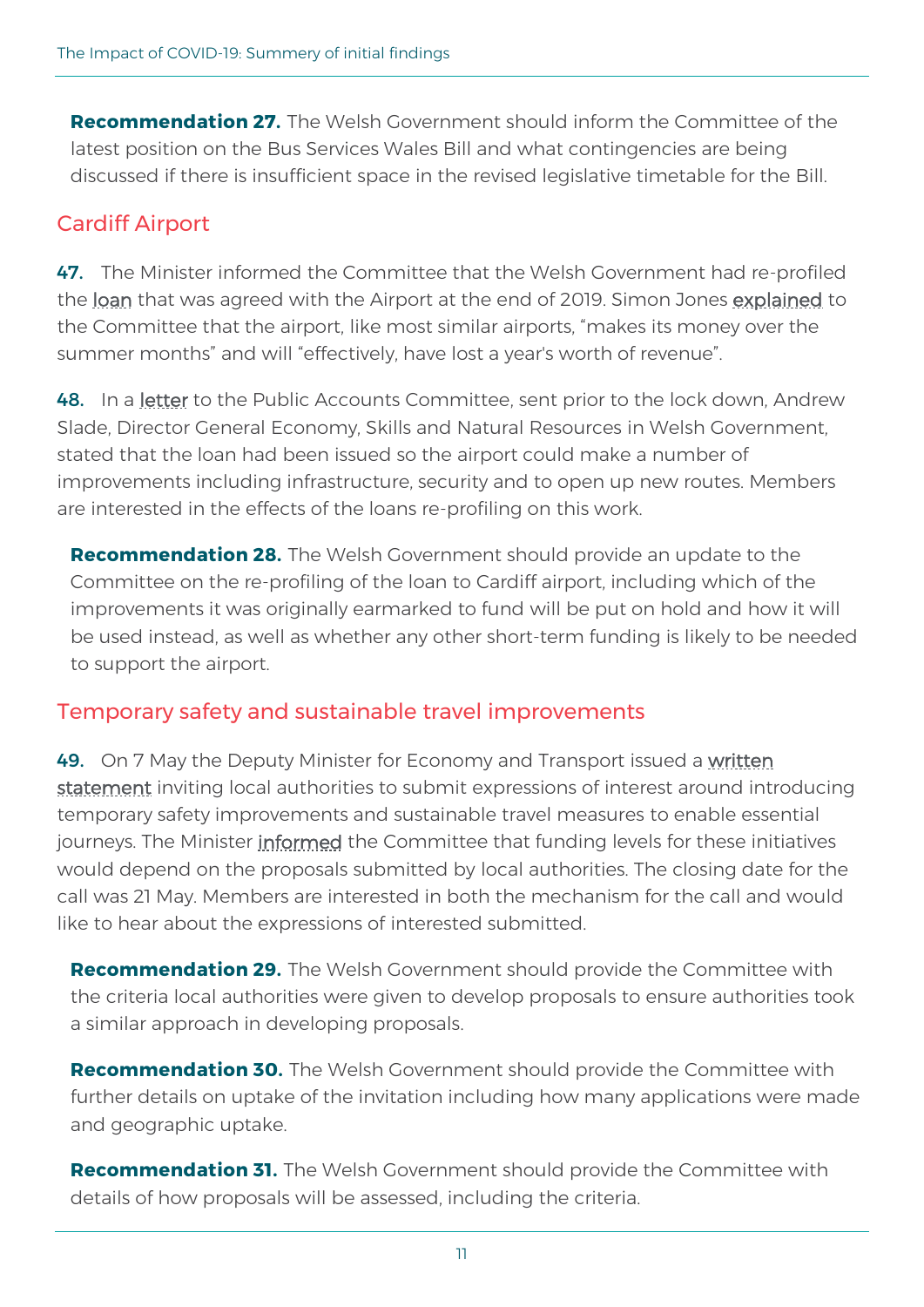**Recommendation 27.** The Welsh Government should inform the Committee of the latest position on the Bus Services Wales Bill and what contingencies are being discussed if there is insufficient space in the revised legislative timetable for the Bill.

## Cardiff Airport

**47.** The Minister informed the Committee that the Welsh Government had re-profiled the loan that was agreed with the Airport at the end of 2019. Simon Jones explained to the Committee that the airport, like most similar airports, "makes its money over the summer months" and will "effectively, have lost a year's worth of revenue".

**48.** In a letter to the Public Accounts Committee, sent prior to the lock down, Andrew Slade, Director General Economy, Skills and Natural Resources in Welsh Government, stated that the loan had been issued so the airport could make a number of improvements including infrastructure, security and to open up new routes. Members are interested in the effects of the loans re-profiling on this work.

**Recommendation 28.** The Welsh Government should provide an update to the Committee on the re-profiling of the loan to Cardiff airport, including which of the improvements it was originally earmarked to fund will be put on hold and how it will be used instead, as well as whether any other short-term funding is likely to be needed to support the airport.

## Temporary safety and sustainable travel improvements

**49.** On 7 May the Deputy Minister for Economy and Transport issued a written statement inviting local authorities to submit expressions of interest around introducing temporary safety improvements and sustainable travel measures to enable essential journeys. The Minister informed the Committee that funding levels for these initiatives would depend on the proposals submitted by local authorities. The closing date for the call was 21 May. Members are interested in both the mechanism for the call and would like to hear about the expressions of interested submitted.

**Recommendation 29.** The Welsh Government should provide the Committee with the criteria local authorities were given to develop proposals to ensure authorities took a similar approach in developing proposals.

**Recommendation 30.** The Welsh Government should provide the Committee with further details on uptake of the invitation including how many applications were made and geographic uptake.

**Recommendation 31.** The Welsh Government should provide the Committee with details of how proposals will be assessed, including the criteria.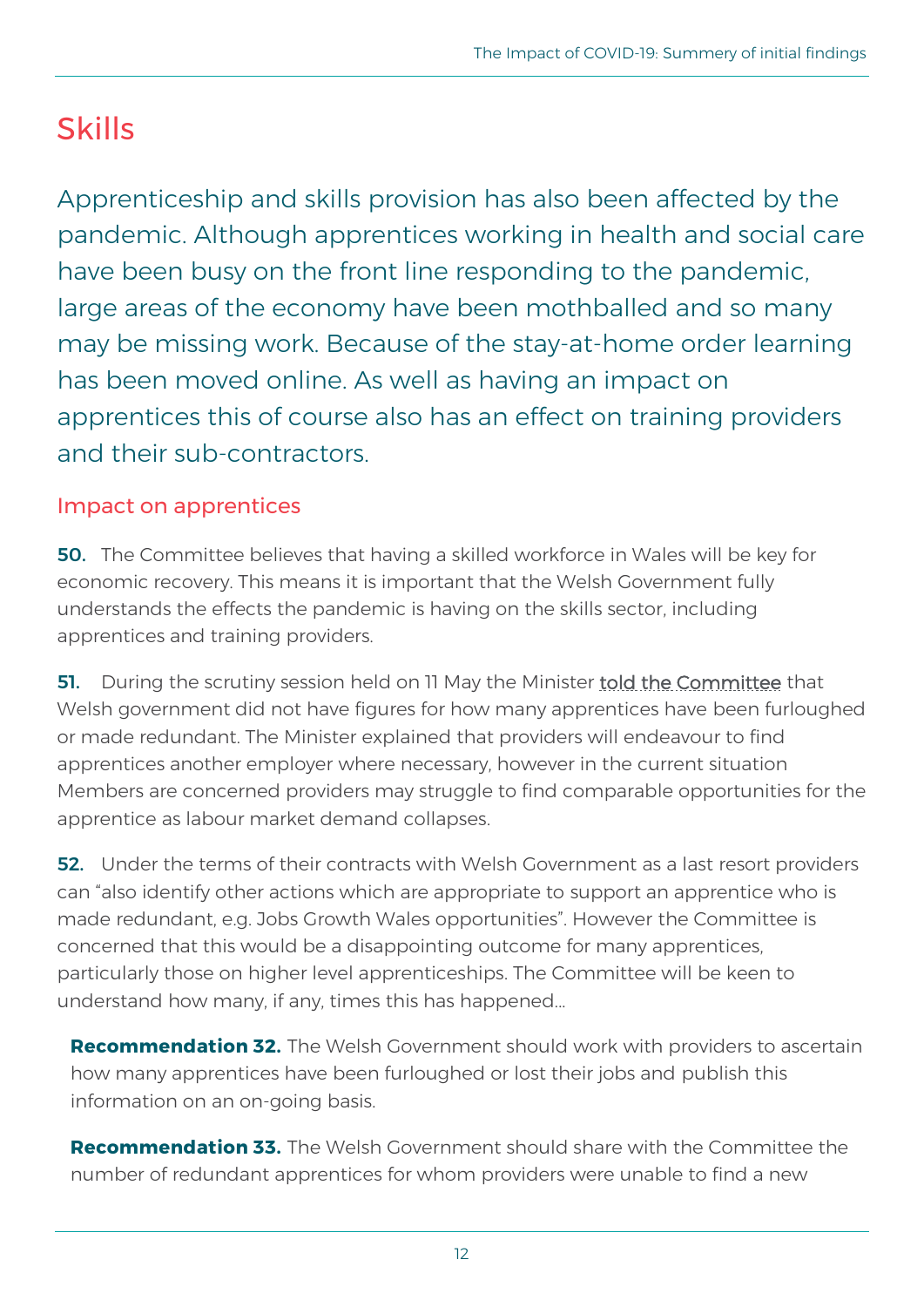# Skills

Apprenticeship and skills provision has also been affected by the pandemic. Although apprentices working in health and social care have been busy on the front line responding to the pandemic, large areas of the economy have been mothballed and so many may be missing work. Because of the stay-at-home order learning has been moved online. As well as having an impact on apprentices this of course also has an effect on training providers and their sub-contractors.

## Impact on apprentices

**50.** The Committee believes that having a skilled workforce in Wales will be key for economic recovery. This means it is important that the Welsh Government fully understands the effects the pandemic is having on the skills sector, including apprentices and training providers.

**51.** During the scrutiny session held on 11 May the Minister told the Committee that Welsh government did not have figures for how many apprentices have been furloughed or made redundant. The Minister explained that providers will endeavour to find apprentices another employer where necessary, however in the current situation Members are concerned providers may struggle to find comparable opportunities for the apprentice as labour market demand collapses.

**52.** Under the terms of their contracts with Welsh Government as a last resort providers can "also identify other actions which are appropriate to support an apprentice who is made redundant, e.g. Jobs Growth Wales opportunities". However the Committee is concerned that this would be a disappointing outcome for many apprentices, particularly those on higher level apprenticeships. The Committee will be keen to understand how many, if any, times this has happened…

**Recommendation 32.** The Welsh Government should work with providers to ascertain how many apprentices have been furloughed or lost their jobs and publish this information on an on-going basis.

**Recommendation 33.** The Welsh Government should share with the Committee the number of redundant apprentices for whom providers were unable to find a new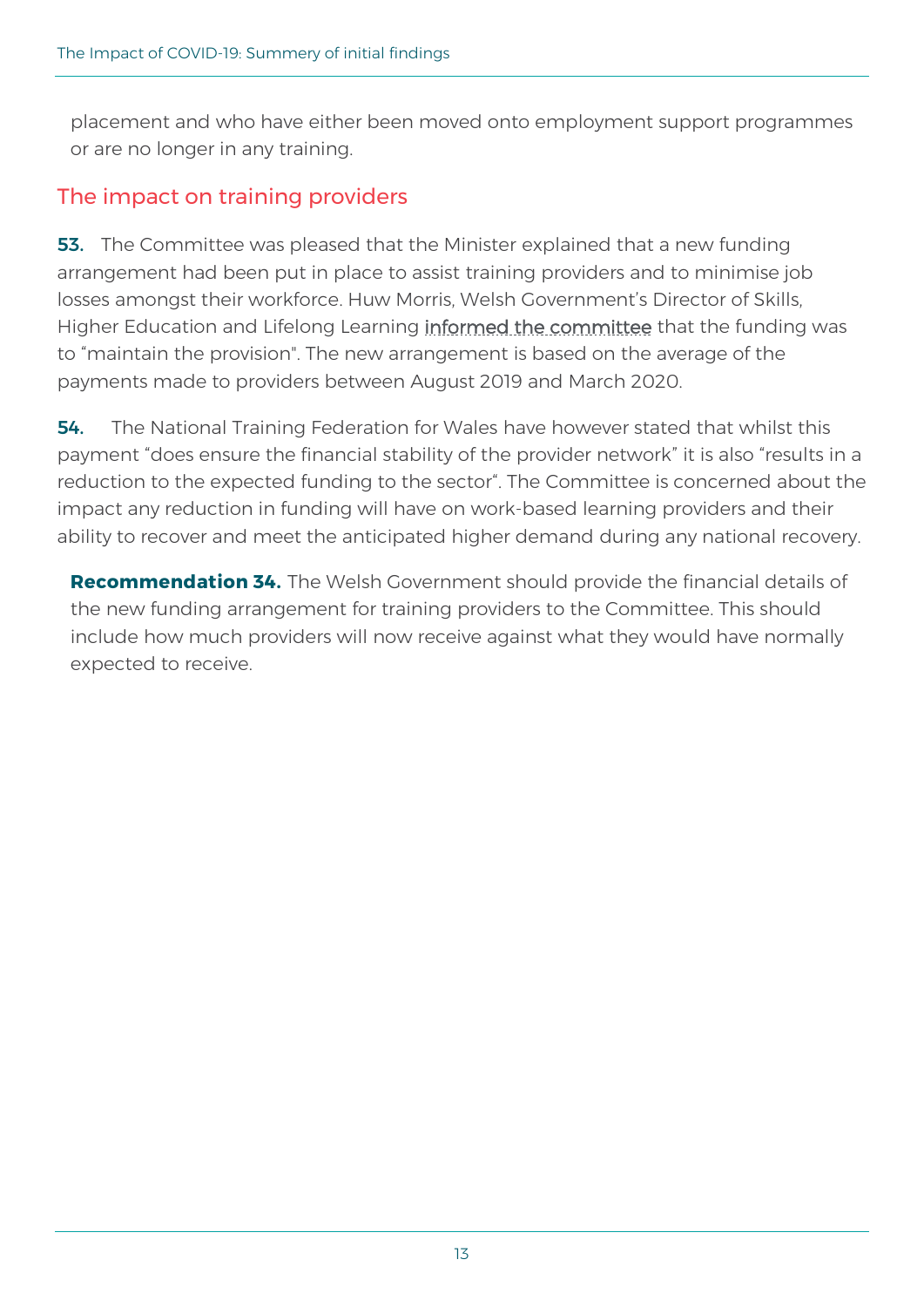placement and who have either been moved onto employment support programmes or are no longer in any training.

## The impact on training providers

**53.** The Committee was pleased that the Minister explained that a new funding arrangement had been put in place to assist training providers and to minimise job losses amongst their workforce. Huw Morris, Welsh Government's Director of Skills, Higher Education and Lifelong Learning informed the committee that the funding was to "maintain the provision". The new arrangement is based on the average of the payments made to providers between August 2019 and March 2020.

**54.** The National Training Federation for Wales have however stated that whilst this payment "does ensure the financial stability of the provider network" it is also "results in a reduction to the expected funding to the sector". The Committee is concerned about the impact any reduction in funding will have on work-based learning providers and their ability to recover and meet the anticipated higher demand during any national recovery.

**Recommendation 34.** The Welsh Government should provide the financial details of the new funding arrangement for training providers to the Committee. This should include how much providers will now receive against what they would have normally expected to receive.